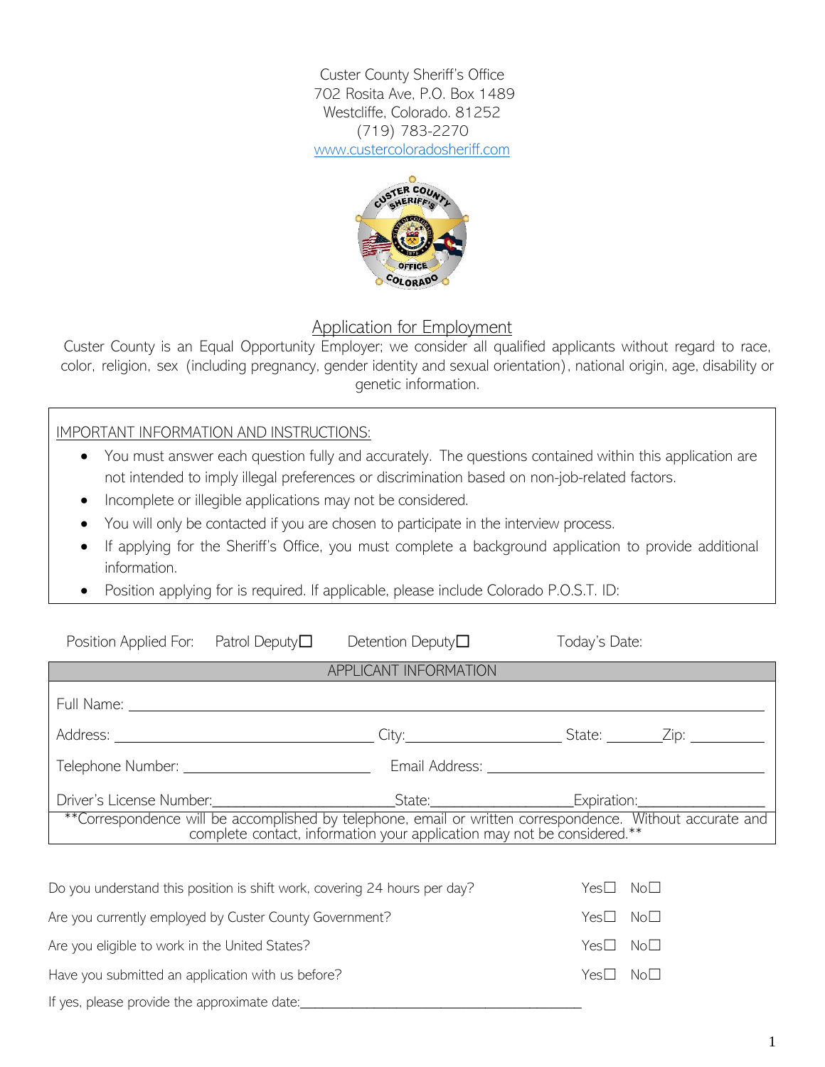Custer County Sheriff's Office
702 Rosita Ave, P.O. Box 1489
Westcliffe, Colorado. 81252
(719) 783-2270
www.custercoloradosheriff.com

## Application for Employment

Custer County is an Equal Opportunity Employer; we consider all qualified applicants without regard to race, color, religion, sex (including pregnancy, gender identity and sexual orientation), national origin, age, disability or genetic information.

IMPORTANT INFORMATION AND INSTRUCTIONS:

- You must answer each question fully and accurately. The questions contained within this application are not intended to imply illegal preferences or discrimination based on non-job-related factors.
- Incomplete or illegible applications may not be considered.
- You will only be contacted if you are chosen to participate in the interview process.
- If applying for the Sheriff's Office, you must complete a background application to provide additional information.
- Position applying for is required. If applicable, please include Colorado P.O.S.T. ID:

Position Applied For: Patrol Deputy☐ Detention Deputy☐ Today's Date:

| APPLICANT INFORMATION | | | |
|---|---|---|---|
| Full Name: ______ | | | |
| Address: ______ | City: ______ | State: ______ | Zip: ______ |
| Telephone Number: ______ | Email Address: ______ | | |
| Driver's License Number: ______ | State: ______ | Expiration: ______ | |
| **Correspondence will be accomplished by telephone, email or written correspondence. Without accurate and complete contact, information your application may not be considered.** | | | |

| | | |
|---|---|---|
| Do you understand this position is shift work, covering 24 hours per day? | Yes☐ | No☐ |
| Are you currently employed by Custer County Government? | Yes☐ | No☐ |
| Are you eligible to work in the United States? | Yes☐ | No☐ |
| Have you submitted an application with us before? | Yes☐ | No☐ |

If yes, please provide the approximate date:______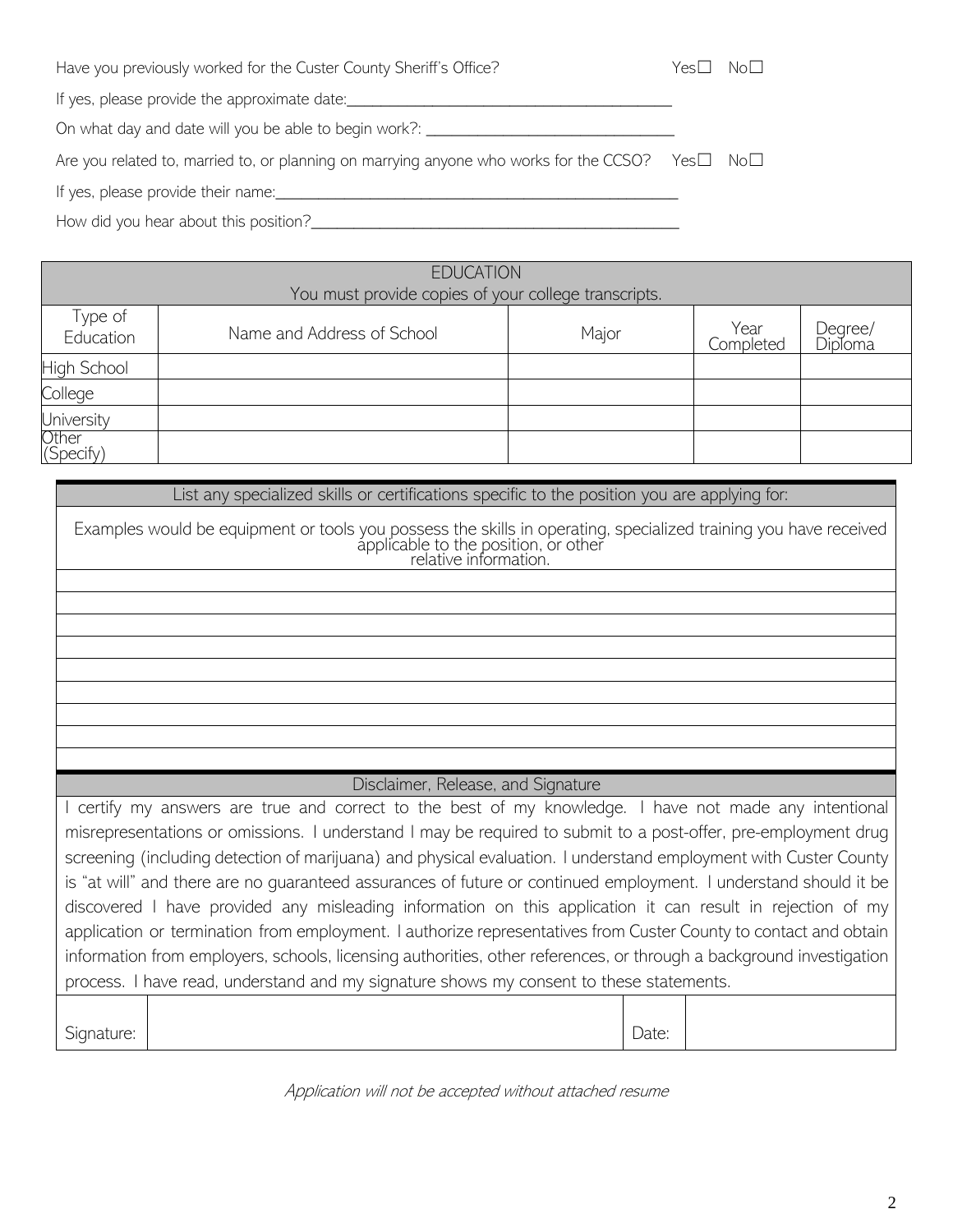Have you previously worked for the Custer County Sheriff's Office? Yes☐ No☐

If yes, please provide the approximate date:________________________________________

On what day and date will you be able to begin work?: ______________________________

Are you related to, married to, or planning on marrying anyone who works for the CCSO? Yes☐ No☐

If yes, please provide their name:__________________________________________________

How did you hear about this position?_____________________________________________

| EDUCATION<br>You must provide copies of your college transcripts. | | | | |
|---|---|---|---|---|
| Type of Education | Name and Address of School | Major | Year Completed | Degree/ Diploma |
| High School | | | | |
| College | | | | |
| University | | | | |
| Other (Specify) | | | | |

| List any specialized skills or certifications specific to the position you are applying for: |
|---|
| Examples would be equipment or tools you possess the skills in operating, specialized training you have received applicable to the position, or other relative information. |
| |
| |
| |
| |
| |
| |
| |
| |
| |

**Disclaimer, Release, and Signature**

I certify my answers are true and correct to the best of my knowledge. I have not made any intentional misrepresentations or omissions. I understand I may be required to submit to a post-offer, pre-employment drug screening (including detection of marijuana) and physical evaluation. I understand employment with Custer County is "at will" and there are no guaranteed assurances of future or continued employment. I understand should it be discovered I have provided any misleading information on this application it can result in rejection of my application or termination from employment. I authorize representatives from Custer County to contact and obtain information from employers, schools, licensing authorities, other references, or through a background investigation process. I have read, understand and my signature shows my consent to these statements.

| | | | |
|---|---|---|---|
| Signature: | | Date: | |

*Application will not be accepted without attached resume*